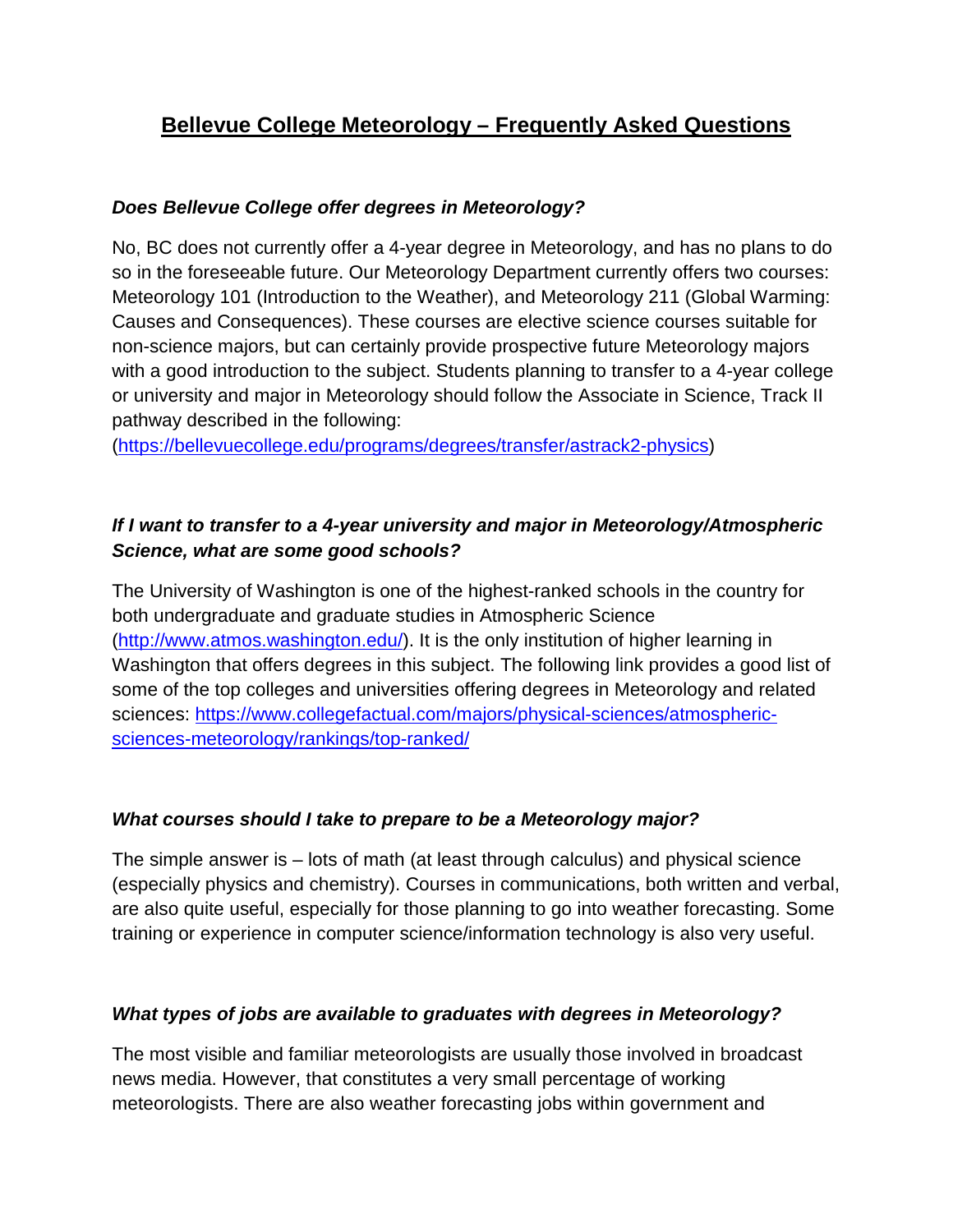# Bellevue College Meteorology – Frequently Asked Questions

***Does Bellevue College offer degrees in Meteorology?***

No, BC does not currently offer a 4-year degree in Meteorology, and has no plans to do so in the foreseeable future. Our Meteorology Department currently offers two courses: Meteorology 101 (Introduction to the Weather), and Meteorology 211 (Global Warming: Causes and Consequences). These courses are elective science courses suitable for non-science majors, but can certainly provide prospective future Meteorology majors with a good introduction to the subject. Students planning to transfer to a 4-year college or university and major in Meteorology should follow the Associate in Science, Track II pathway described in the following: ([https://bellevuecollege.edu/programs/degrees/transfer/astrack2-physics](https://bellevuecollege.edu/programs/degrees/transfer/astrack2-physics))

***If I want to transfer to a 4-year university and major in Meteorology/Atmospheric Science, what are some good schools?***

The University of Washington is one of the highest-ranked schools in the country for both undergraduate and graduate studies in Atmospheric Science ([http://www.atmos.washington.edu/](http://www.atmos.washington.edu/)). It is the only institution of higher learning in Washington that offers degrees in this subject. The following link provides a good list of some of the top colleges and universities offering degrees in Meteorology and related sciences: [https://www.collegefactual.com/majors/physical-sciences/atmospheric-sciences-meteorology/rankings/top-ranked/](https://www.collegefactual.com/majors/physical-sciences/atmospheric-sciences-meteorology/rankings/top-ranked/)

***What courses should I take to prepare to be a Meteorology major?***

The simple answer is – lots of math (at least through calculus) and physical science (especially physics and chemistry). Courses in communications, both written and verbal, are also quite useful, especially for those planning to go into weather forecasting. Some training or experience in computer science/information technology is also very useful.

***What types of jobs are available to graduates with degrees in Meteorology?***

The most visible and familiar meteorologists are usually those involved in broadcast news media. However, that constitutes a very small percentage of working meteorologists. There are also weather forecasting jobs within government and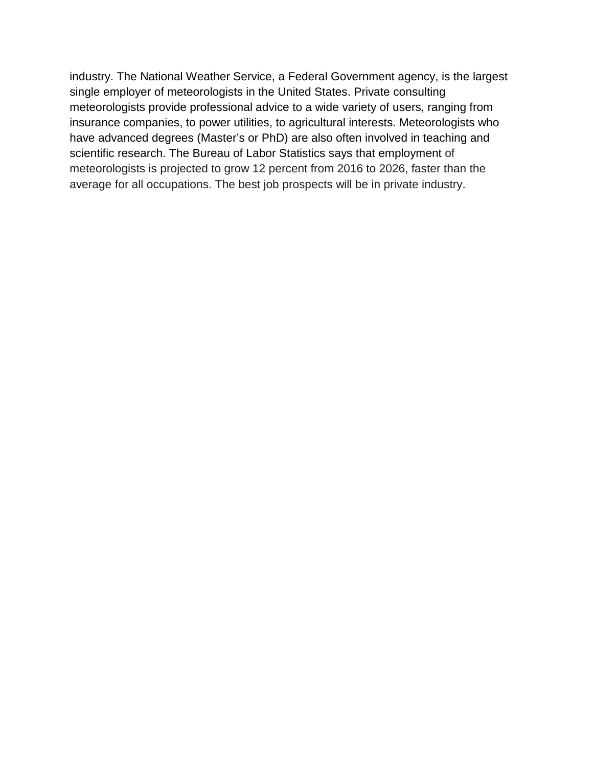industry. The National Weather Service, a Federal Government agency, is the largest single employer of meteorologists in the United States. Private consulting meteorologists provide professional advice to a wide variety of users, ranging from insurance companies, to power utilities, to agricultural interests. Meteorologists who have advanced degrees (Master's or PhD) are also often involved in teaching and scientific research. The Bureau of Labor Statistics says that employment of meteorologists is projected to grow 12 percent from 2016 to 2026, faster than the average for all occupations. The best job prospects will be in private industry.